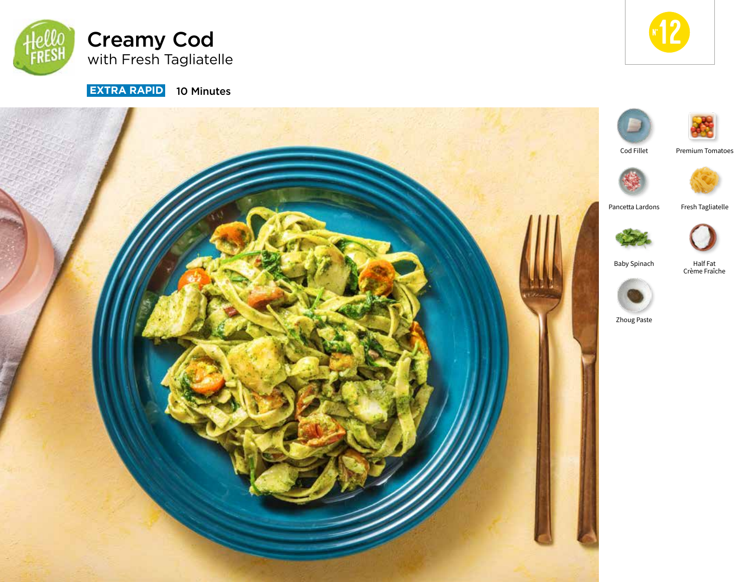# Creamy Cod

## with Fresh Tagliatelle

**EXTRA RAPID** 10 Minutes

Nº 12

- Cod Fillet
- Premium Tomatoes
- Pancetta Lardons
- Fresh Tagliatelle
- Baby Spinach
- Half Fat Crème Fraîche
- Zhoug Paste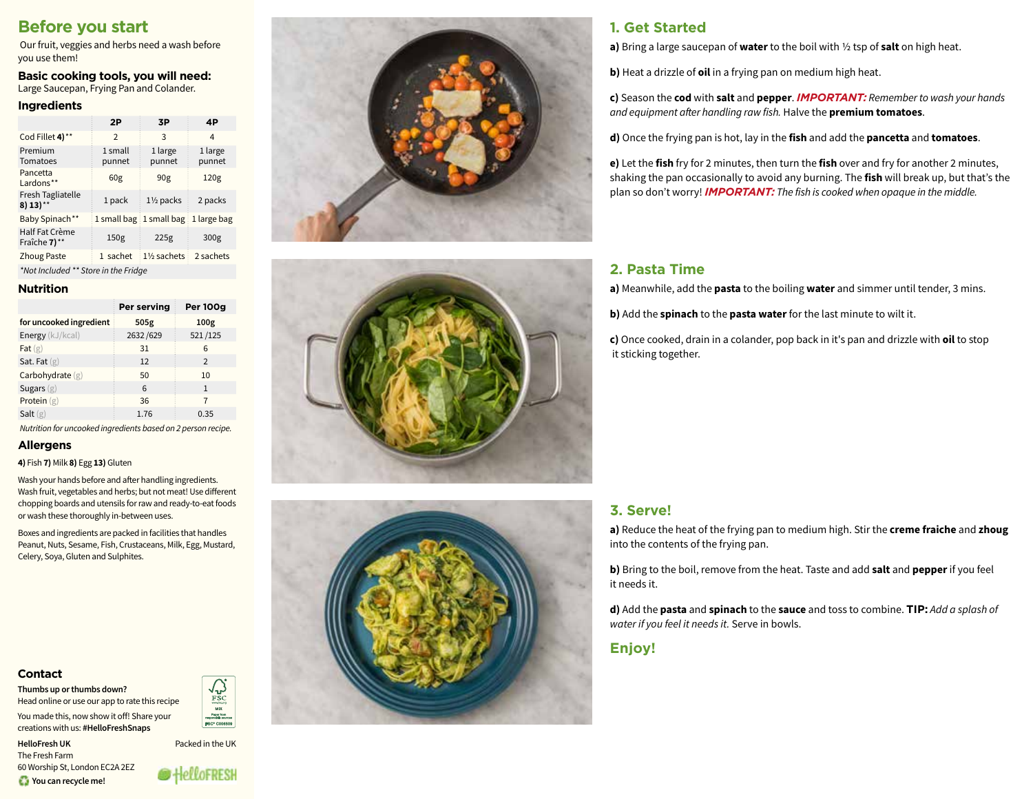## Before you start

Our fruit, veggies and herbs need a wash before you use them!

### Basic cooking tools, you will need:

Large Saucepan, Frying Pan and Colander.

### Ingredients

| | 2P | 3P | 4P |
|---|---|---|---|
| Cod Fillet **4)** ** | 2 | 3 | 4 |
| Premium Tomatoes | 1 small punnet | 1 large punnet | 1 large punnet |
| Pancetta Lardons** | 60g | 90g | 120g |
| Fresh Tagliatelle **8) 13)** ** | 1 pack | 1½ packs | 2 packs |
| Baby Spinach** | 1 small bag | 1 small bag | 1 large bag |
| Half Fat Crème Fraîche **7)** ** | 150g | 225g | 300g |
| Zhoug Paste | 1 sachet | 1½ sachets | 2 sachets |

*\*Not Included \*\* Store in the Fridge*

### Nutrition

| | Per serving | Per 100g |
|---|---|---|
| **for uncooked ingredient** | **505g** | **100g** |
| Energy (kJ/kcal) | 2632 /629 | 521 /125 |
| Fat (g) | 31 | 6 |
| Sat. Fat (g) | 12 | 2 |
| Carbohydrate (g) | 50 | 10 |
| Sugars (g) | 6 | 1 |
| Protein (g) | 36 | 7 |
| Salt (g) | 1.76 | 0.35 |

*Nutrition for uncooked ingredients based on 2 person recipe.*

### Allergens

**4)** Fish **7)** Milk **8)** Egg **13)** Gluten

Wash your hands before and after handling ingredients. Wash fruit, vegetables and herbs; but not meat! Use different chopping boards and utensils for raw and ready-to-eat foods or wash these thoroughly in-between uses.

Boxes and ingredients are packed in facilities that handles Peanut, Nuts, Sesame, Fish, Crustaceans, Milk, Egg, Mustard, Celery, Soya, Gluten and Sulphites.

### Contact

**Thumbs up or thumbs down?**
Head online or use our app to rate this recipe

You made this, now show it off! Share your creations with us: **#HelloFreshSnaps**

**HelloFresh UK**
The Fresh Farm
60 Worship St, London EC2A 2EZ

Packed in the UK

**You can recycle me!**

## 1. Get Started

**a)** Bring a large saucepan of **water** to the boil with ½ tsp of **salt** on high heat.

**b)** Heat a drizzle of **oil** in a frying pan on medium high heat.

**c)** Season the **cod** with **salt** and **pepper**. ***IMPORTANT:*** *Remember to wash your hands and equipment after handling raw fish.* Halve the **premium tomatoes**.

**d)** Once the frying pan is hot, lay in the **fish** and add the **pancetta** and **tomatoes**.

**e)** Let the **fish** fry for 2 minutes, then turn the **fish** over and fry for another 2 minutes, shaking the pan occasionally to avoid any burning. The **fish** will break up, but that's the plan so don't worry! ***IMPORTANT:*** *The fish is cooked when opaque in the middle.*

## 2. Pasta Time

**a)** Meanwhile, add the **pasta** to the boiling **water** and simmer until tender, 3 mins.

**b)** Add the **spinach** to the **pasta water** for the last minute to wilt it.

**c)** Once cooked, drain in a colander, pop back in it's pan and drizzle with **oil** to stop it sticking together.

## 3. Serve!

**a)** Reduce the heat of the frying pan to medium high. Stir the **creme fraiche** and **zhoug** into the contents of the frying pan.

**b)** Bring to the boil, remove from the heat. Taste and add **salt** and **pepper** if you feel it needs it.

**d)** Add the **pasta** and **spinach** to the **sauce** and toss to combine. **TIP:** *Add a splash of water if you feel it needs it.* Serve in bowls.

## Enjoy!